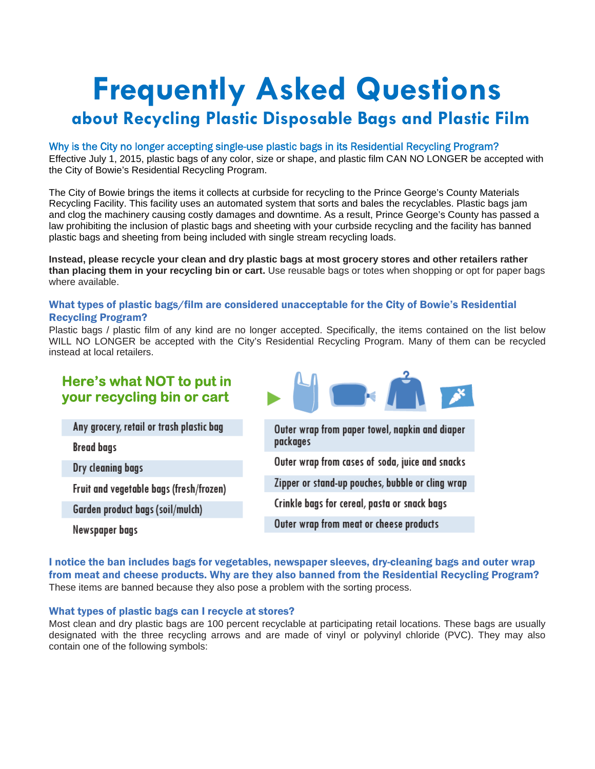# Frequently Asked Questions

## about Recycling Plastic Disposable Bags and Plastic Film

### Why is the City no longer accepting single-use plastic bags in its Residential Recycling Program?

Effective July 1, 2015, plastic bags of any color, size or shape, and plastic film CAN NO LONGER be accepted with the City of Bowie's Residential Recycling Program.

The City of Bowie brings the items it collects at curbside for recycling to the Prince George's County Materials Recycling Facility. This facility uses an automated system that sorts and bales the recyclables. Plastic bags jam and clog the machinery causing costly damages and downtime. As a result, Prince George's County has passed a law prohibiting the inclusion of plastic bags and sheeting with your curbside recycling and the facility has banned plastic bags and sheeting from being included with single stream recycling loads.

**Instead, please recycle your clean and dry plastic bags at most grocery stores and other retailers rather than placing them in your recycling bin or cart.** Use reusable bags or totes when shopping or opt for paper bags where available.

### What types of plastic bags/film are considered unacceptable for the City of Bowie's Residential Recycling Program?

Plastic bags / plastic film of any kind are no longer accepted. Specifically, the items contained on the list below WILL NO LONGER be accepted with the City's Residential Recycling Program. Many of them can be recycled instead at local retailers.

**Here's what NOT to put in your recycling bin or cart**

- Any grocery, retail or trash plastic bag
- Bread bags
- Dry cleaning bags
- Fruit and vegetable bags (fresh/frozen)
- Garden product bags (soil/mulch)
- Newspaper bags
- Outer wrap from paper towel, napkin and diaper packages
- Outer wrap from cases of soda, juice and snacks
- Zipper or stand-up pouches, bubble or cling wrap
- Crinkle bags for cereal, pasta or snack bags
- Outer wrap from meat or cheese products

### I notice the ban includes bags for vegetables, newspaper sleeves, dry-cleaning bags and outer wrap from meat and cheese products. Why are they also banned from the Residential Recycling Program?

These items are banned because they also pose a problem with the sorting process.

### What types of plastic bags can I recycle at stores?

Most clean and dry plastic bags are 100 percent recyclable at participating retail locations. These bags are usually designated with the three recycling arrows and are made of vinyl or polyvinyl chloride (PVC). They may also contain one of the following symbols: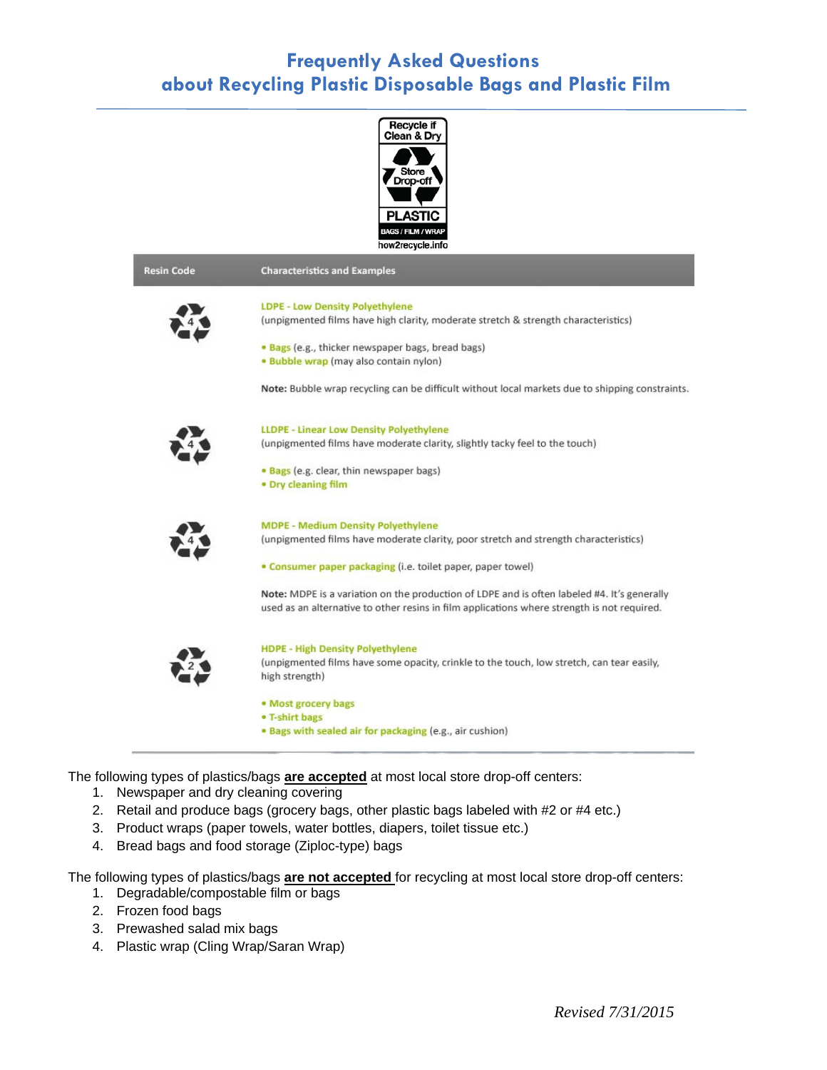# Frequently Asked Questions about Recycling Plastic Disposable Bags and Plastic Film

Recycle if Clean & Dry
Store Drop-off
PLASTIC
BAGS / FILM / WRAP
how2recycle.info

| Resin Code | Characteristics and Examples |
|---|---|
| 4 | **LDPE - Low Density Polyethylene**<br>(unpigmented films have high clarity, moderate stretch & strength characteristics)<br><br>• **Bags** (e.g., thicker newspaper bags, bread bags)<br>• **Bubble wrap** (may also contain nylon)<br><br>**Note:** Bubble wrap recycling can be difficult without local markets due to shipping constraints. |
| 4 | **LLDPE - Linear Low Density Polyethylene**<br>(unpigmented films have moderate clarity, slightly tacky feel to the touch)<br><br>• **Bags** (e.g. clear, thin newspaper bags)<br>• **Dry cleaning film** |
| 4 | **MDPE - Medium Density Polyethylene**<br>(unpigmented films have moderate clarity, poor stretch and strength characteristics)<br><br>• **Consumer paper packaging** (i.e. toilet paper, paper towel)<br><br>**Note:** MDPE is a variation on the production of LDPE and is often labeled #4. It's generally used as an alternative to other resins in film applications where strength is not required. |
| 2 | **HDPE - High Density Polyethylene**<br>(unpigmented films have some opacity, crinkle to the touch, low stretch, can tear easily, high strength)<br><br>• **Most grocery bags**<br>• **T-shirt bags**<br>• **Bags with sealed air for packaging** (e.g., air cushion) |

The following types of plastics/bags **are accepted** at most local store drop-off centers:

1. Newspaper and dry cleaning covering
2. Retail and produce bags (grocery bags, other plastic bags labeled with #2 or #4 etc.)
3. Product wraps (paper towels, water bottles, diapers, toilet tissue etc.)
4. Bread bags and food storage (Ziploc-type) bags

The following types of plastics/bags **are not accepted** for recycling at most local store drop-off centers:

1. Degradable/compostable film or bags
2. Frozen food bags
3. Prewashed salad mix bags
4. Plastic wrap (Cling Wrap/Saran Wrap)

*Revised 7/31/2015*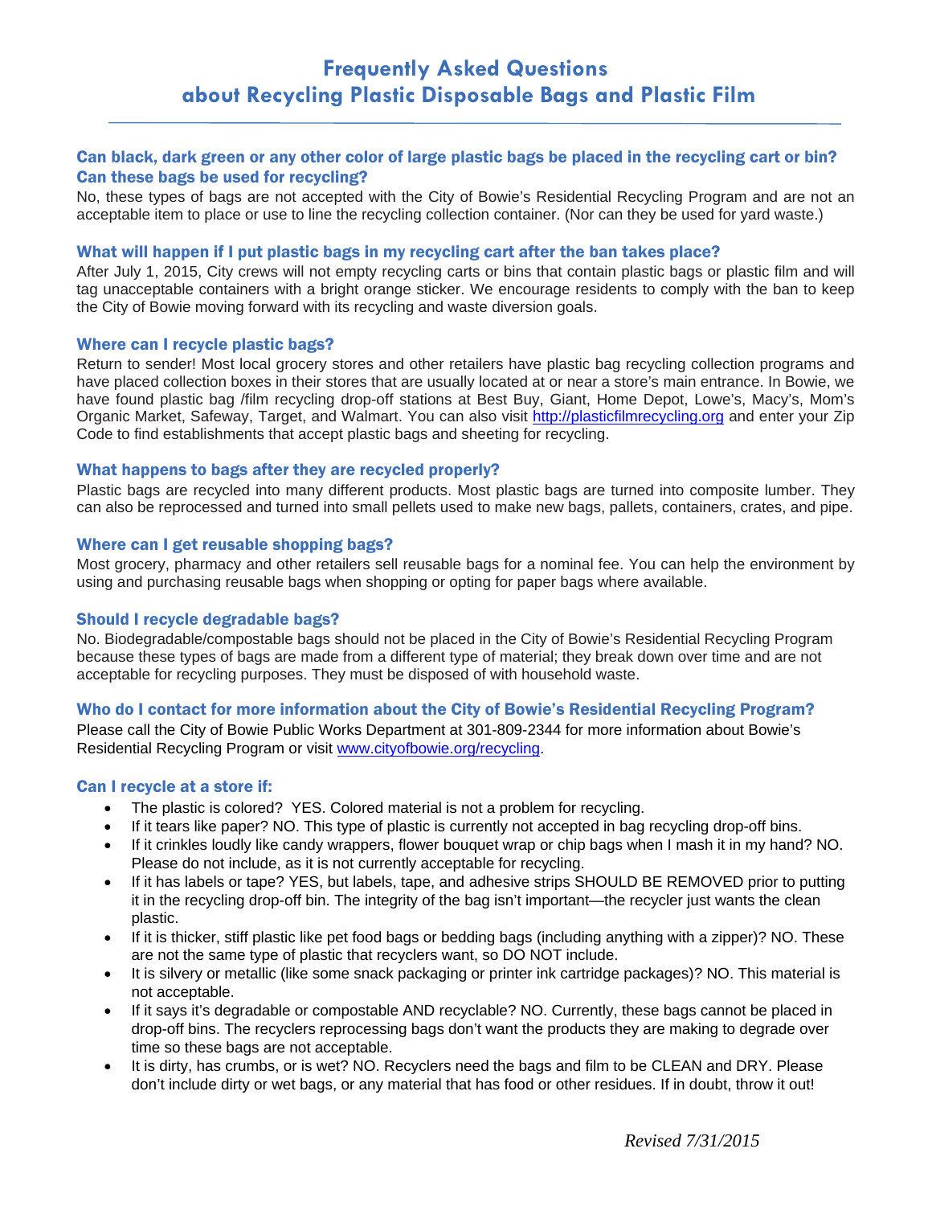# Frequently Asked Questions about Recycling Plastic Disposable Bags and Plastic Film

### Can black, dark green or any other color of large plastic bags be placed in the recycling cart or bin? Can these bags be used for recycling?

No, these types of bags are not accepted with the City of Bowie's Residential Recycling Program and are not an acceptable item to place or use to line the recycling collection container. (Nor can they be used for yard waste.)

### What will happen if I put plastic bags in my recycling cart after the ban takes place?

After July 1, 2015, City crews will not empty recycling carts or bins that contain plastic bags or plastic film and will tag unacceptable containers with a bright orange sticker. We encourage residents to comply with the ban to keep the City of Bowie moving forward with its recycling and waste diversion goals.

### Where can I recycle plastic bags?

Return to sender! Most local grocery stores and other retailers have plastic bag recycling collection programs and have placed collection boxes in their stores that are usually located at or near a store's main entrance. In Bowie, we have found plastic bag /film recycling drop-off stations at Best Buy, Giant, Home Depot, Lowe's, Macy's, Mom's Organic Market, Safeway, Target, and Walmart. You can also visit [http://plasticfilmrecycling.org](http://plasticfilmrecycling.org) and enter your Zip Code to find establishments that accept plastic bags and sheeting for recycling.

### What happens to bags after they are recycled properly?

Plastic bags are recycled into many different products. Most plastic bags are turned into composite lumber. They can also be reprocessed and turned into small pellets used to make new bags, pallets, containers, crates, and pipe.

### Where can I get reusable shopping bags?

Most grocery, pharmacy and other retailers sell reusable bags for a nominal fee. You can help the environment by using and purchasing reusable bags when shopping or opting for paper bags where available.

### Should I recycle degradable bags?

No. Biodegradable/compostable bags should not be placed in the City of Bowie's Residential Recycling Program because these types of bags are made from a different type of material; they break down over time and are not acceptable for recycling purposes. They must be disposed of with household waste.

### Who do I contact for more information about the City of Bowie's Residential Recycling Program?

Please call the City of Bowie Public Works Department at 301-809-2344 for more information about Bowie's Residential Recycling Program or visit [www.cityofbowie.org/recycling](www.cityofbowie.org/recycling).

### Can I recycle at a store if:

- The plastic is colored? YES. Colored material is not a problem for recycling.
- If it tears like paper? NO. This type of plastic is currently not accepted in bag recycling drop-off bins.
- If it crinkles loudly like candy wrappers, flower bouquet wrap or chip bags when I mash it in my hand? NO. Please do not include, as it is not currently acceptable for recycling.
- If it has labels or tape? YES, but labels, tape, and adhesive strips SHOULD BE REMOVED prior to putting it in the recycling drop-off bin. The integrity of the bag isn't important—the recycler just wants the clean plastic.
- If it is thicker, stiff plastic like pet food bags or bedding bags (including anything with a zipper)? NO. These are not the same type of plastic that recyclers want, so DO NOT include.
- It is silvery or metallic (like some snack packaging or printer ink cartridge packages)? NO. This material is not acceptable.
- If it says it's degradable or compostable AND recyclable? NO. Currently, these bags cannot be placed in drop-off bins. The recyclers reprocessing bags don't want the products they are making to degrade over time so these bags are not acceptable.
- It is dirty, has crumbs, or is wet? NO. Recyclers need the bags and film to be CLEAN and DRY. Please don't include dirty or wet bags, or any material that has food or other residues. If in doubt, throw it out!

*Revised 7/31/2015*